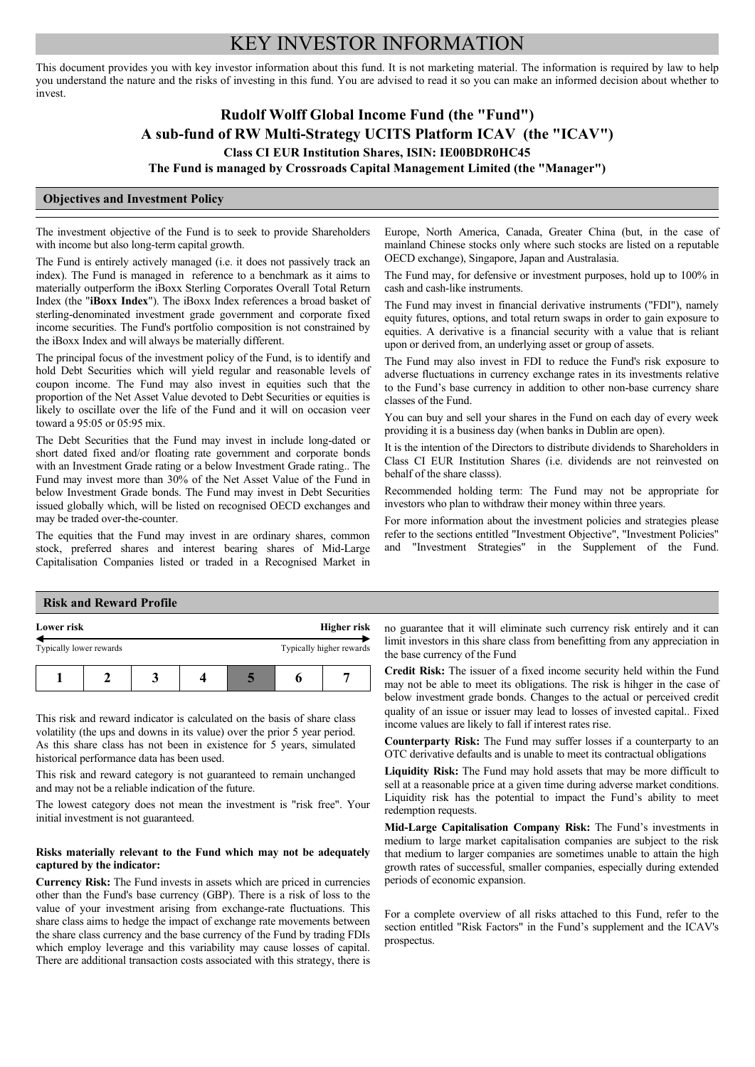# KEY INVESTOR INFORMATION

This document provides you with key investor information about this fund. It is not marketing material. The information is required by law to help you understand the nature and the risks of investing in this fund. You are advised to read it so you can make an informed decision about whether to invest.

**Rudolf Wolff Global Income Fund (the "Fund")**
**A sub-fund of RW Multi-Strategy UCITS Platform ICAV (the "ICAV")**
**Class CI EUR Institution Shares, ISIN: IE00BDR0HC45**
**The Fund is managed by Crossroads Capital Management Limited (the "Manager")**

## Objectives and Investment Policy

The investment objective of the Fund is to seek to provide Shareholders with income but also long-term capital growth.

The Fund is entirely actively managed (i.e. it does not passively track an index). The Fund is managed in reference to a benchmark as it aims to materially outperform the iBoxx Sterling Corporates Overall Total Return Index (the "**iBoxx Index**"). The iBoxx Index references a broad basket of sterling-denominated investment grade government and corporate fixed income securities. The Fund's portfolio composition is not constrained by the iBoxx Index and will always be materially different.

The principal focus of the investment policy of the Fund, is to identify and hold Debt Securities which will yield regular and reasonable levels of coupon income. The Fund may also invest in equities such that the proportion of the Net Asset Value devoted to Debt Securities or equities is likely to oscillate over the life of the Fund and it will on occasion veer toward a 95:05 or 05:95 mix.

The Debt Securities that the Fund may invest in include long-dated or short dated fixed and/or floating rate government and corporate bonds with an Investment Grade rating or a below Investment Grade rating.. The Fund may invest more than 30% of the Net Asset Value of the Fund in below Investment Grade bonds. The Fund may invest in Debt Securities issued globally which, will be listed on recognised OECD exchanges and may be traded over-the-counter.

The equities that the Fund may invest in are ordinary shares, common stock, preferred shares and interest bearing shares of Mid-Large Capitalisation Companies listed or traded in a Recognised Market in Europe, North America, Canada, Greater China (but, in the case of mainland Chinese stocks only where such stocks are listed on a reputable OECD exchange), Singapore, Japan and Australasia.

The Fund may, for defensive or investment purposes, hold up to 100% in cash and cash-like instruments.

The Fund may invest in financial derivative instruments ("FDI"), namely equity futures, options, and total return swaps in order to gain exposure to equities. A derivative is a financial security with a value that is reliant upon or derived from, an underlying asset or group of assets.

The Fund may also invest in FDI to reduce the Fund's risk exposure to adverse fluctuations in currency exchange rates in its investments relative to the Fund's base currency in addition to other non-base currency share classes of the Fund.

You can buy and sell your shares in the Fund on each day of every week providing it is a business day (when banks in Dublin are open).

It is the intention of the Directors to distribute dividends to Shareholders in Class CI EUR Institution Shares (i.e. dividends are not reinvested on behalf of the share classs).

Recommended holding term: The Fund may not be appropriate for investors who plan to withdraw their money within three years.

For more information about the investment policies and strategies please refer to the sections entitled "Investment Objective", "Investment Policies" and "Investment Strategies" in the Supplement of the Fund.

## Risk and Reward Profile

**Lower risk** — **Higher risk**

Typically lower rewards — Typically higher rewards

| 1 | 2 | 3 | 4 | 5 | 6 | 7 |
|---|---|---|---|---|---|---|

This risk and reward indicator is calculated on the basis of share class volatility (the ups and downs in its value) over the prior 5 year period. As this share class has not been in existence for 5 years, simulated historical performance data has been used.

This risk and reward category is not guaranteed to remain unchanged and may not be a reliable indication of the future.

The lowest category does not mean the investment is "risk free". Your initial investment is not guaranteed.

**Risks materially relevant to the Fund which may not be adequately captured by the indicator:**

**Currency Risk:** The Fund invests in assets which are priced in currencies other than the Fund's base currency (GBP). There is a risk of loss to the value of your investment arising from exchange-rate fluctuations. This share class aims to hedge the impact of exchange rate movements between the share class currency and the base currency of the Fund by trading FDIs which employ leverage and this variability may cause losses of capital. There are additional transaction costs associated with this strategy, there is no guarantee that it will eliminate such currency risk entirely and it can limit investors in this share class from benefitting from any appreciation in the base currency of the Fund

**Credit Risk:** The issuer of a fixed income security held within the Fund may not be able to meet its obligations. The risk is hihger in the case of below investment grade bonds. Changes to the actual or perceived credit quality of an issue or issuer may lead to losses of invested capital.. Fixed income values are likely to fall if interest rates rise.

**Counterparty Risk:** The Fund may suffer losses if a counterparty to an OTC derivative defaults and is unable to meet its contractual obligations

**Liquidity Risk:** The Fund may hold assets that may be more difficult to sell at a reasonable price at a given time during adverse market conditions. Liquidity risk has the potential to impact the Fund's ability to meet redemption requests.

**Mid-Large Capitalisation Company Risk:** The Fund's investments in medium to large market capitalisation companies are subject to the risk that medium to larger companies are sometimes unable to attain the high growth rates of successful, smaller companies, especially during extended periods of economic expansion.

For a complete overview of all risks attached to this Fund, refer to the section entitled "Risk Factors" in the Fund's supplement and the ICAV's prospectus.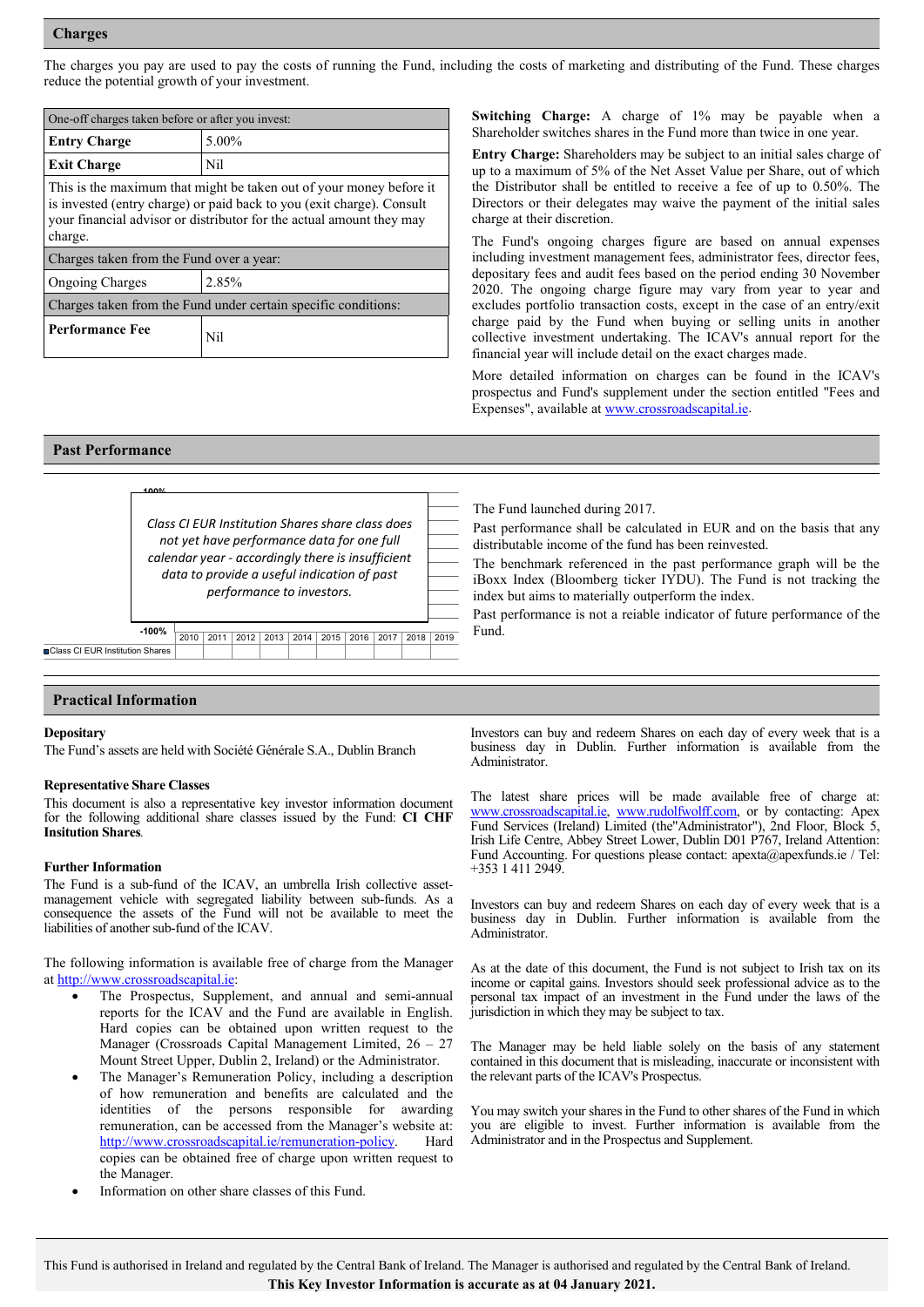## Charges

The charges you pay are used to pay the costs of running the Fund, including the costs of marketing and distributing of the Fund. These charges reduce the potential growth of your investment.

| One-off charges taken before or after you invest: | |
|---|---|
| **Entry Charge** | 5.00% |
| **Exit Charge** | Nil |
| This is the maximum that might be taken out of your money before it is invested (entry charge) or paid back to you (exit charge). Consult your financial advisor or distributor for the actual amount they may charge. | |
| Charges taken from the Fund over a year: | |
| Ongoing Charges | 2.85% |
| Charges taken from the Fund under certain specific conditions: | |
| **Performance Fee** | Nil |

**Switching Charge:** A charge of 1% may be payable when a Shareholder switches shares in the Fund more than twice in one year.

**Entry Charge:** Shareholders may be subject to an initial sales charge of up to a maximum of 5% of the Net Asset Value per Share, out of which the Distributor shall be entitled to receive a fee of up to 0.50%. The Directors or their delegates may waive the payment of the initial sales charge at their discretion.

The Fund's ongoing charges figure are based on annual expenses including investment management fees, administrator fees, director fees, depositary fees and audit fees based on the period ending 30 November 2020. The ongoing charge figure may vary from year to year and excludes portfolio transaction costs, except in the case of an entry/exit charge paid by the Fund when buying or selling units in another collective investment undertaking. The ICAV's annual report for the financial year will include detail on the exact charges made.

More detailed information on charges can be found in the ICAV's prospectus and Fund's supplement under the section entitled "Fees and Expenses", available at www.crossroadscapital.ie.

## Past Performance

100%

*Class CI EUR Institution Shares share class does not yet have performance data for one full calendar year - accordingly there is insufficient data to provide a useful indication of past performance to investors.*

-100%

2010 2011 2012 2013 2014 2015 2016 2017 2018 2019

Class CI EUR Institution Shares

The Fund launched during 2017.

Past performance shall be calculated in EUR and on the basis that any distributable income of the fund has been reinvested.

The benchmark referenced in the past performance graph will be the iBoxx Index (Bloomberg ticker IYDU). The Fund is not tracking the index but aims to materially outperform the index.

Past performance is not a reiable indicator of future performance of the Fund.

## Practical Information

**Depositary**

The Fund's assets are held with Société Générale S.A., Dublin Branch

**Representative Share Classes**

This document is also a representative key investor information document for the following additional share classes issued by the Fund: **CI CHF Insitution Shares**.

**Further Information**

The Fund is a sub-fund of the ICAV, an umbrella Irish collective asset-management vehicle with segregated liability between sub-funds. As a consequence the assets of the Fund will not be available to meet the liabilities of another sub-fund of the ICAV.

The following information is available free of charge from the Manager at http://www.crossroadscapital.ie:

- The Prospectus, Supplement, and annual and semi-annual reports for the ICAV and the Fund are available in English. Hard copies can be obtained upon written request to the Manager (Crossroads Capital Management Limited, 26 – 27 Mount Street Upper, Dublin 2, Ireland) or the Administrator.
- The Manager's Remuneration Policy, including a description of how remuneration and benefits are calculated and the identities of the persons responsible for awarding remuneration, can be accessed from the Manager's website at: http://www.crossroadscapital.ie/remuneration-policy. Hard copies can be obtained free of charge upon written request to the Manager.
- Information on other share classes of this Fund.

Investors can buy and redeem Shares on each day of every week that is a business day in Dublin. Further information is available from the Administrator.

The latest share prices will be made available free of charge at: www.crossroadscapital.ie, www.rudolfwolff.com, or by contacting: Apex Fund Services (Ireland) Limited (the"Administrator"), 2nd Floor, Block 5, Irish Life Centre, Abbey Street Lower, Dublin D01 P767, Ireland Attention: Fund Accounting. For questions please contact: apexta@apexfunds.ie / Tel: +353 1 411 2949.

Investors can buy and redeem Shares on each day of every week that is a business day in Dublin. Further information is available from the Administrator.

As at the date of this document, the Fund is not subject to Irish tax on its income or capital gains. Investors should seek professional advice as to the personal tax impact of an investment in the Fund under the laws of the jurisdiction in which they may be subject to tax.

The Manager may be held liable solely on the basis of any statement contained in this document that is misleading, inaccurate or inconsistent with the relevant parts of the ICAV's Prospectus.

You may switch your shares in the Fund to other shares of the Fund in which you are eligible to invest. Further information is available from the Administrator and in the Prospectus and Supplement.

This Fund is authorised in Ireland and regulated by the Central Bank of Ireland. The Manager is authorised and regulated by the Central Bank of Ireland.

**This Key Investor Information is accurate as at 04 January 2021.**